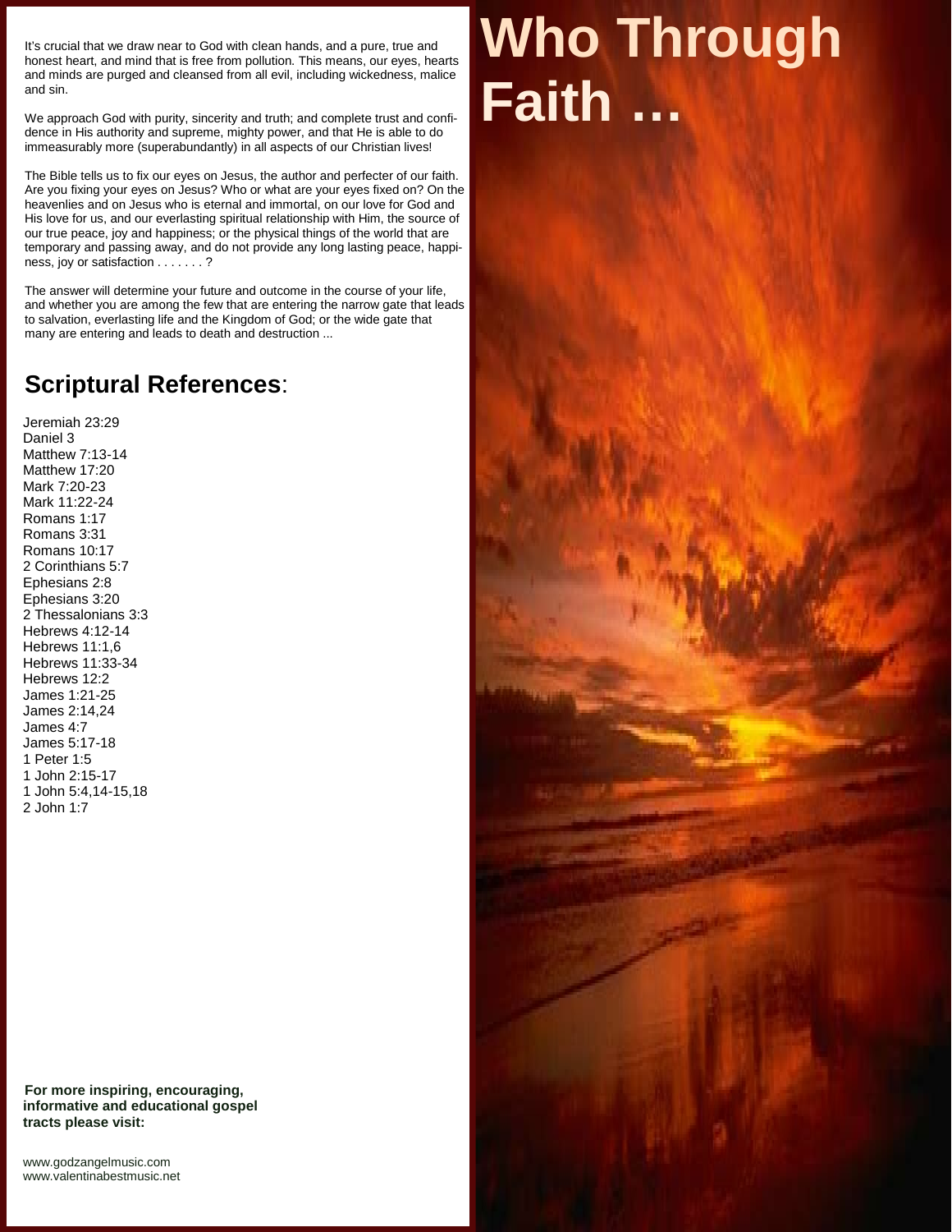# Who Through Faith …

It's crucial that we draw near to God with clean hands, and a pure, true and honest heart, and mind that is free from pollution. This means, our eyes, hearts and minds are purged and cleansed from all evil, including wickedness, malice and sin.

We approach God with purity, sincerity and truth; and complete trust and confidence in His authority and supreme, mighty power, and that He is able to do immeasurably more (superabundantly) in all aspects of our Christian lives!

The Bible tells us to fix our eyes on Jesus, the author and perfecter of our faith. Are you fixing your eyes on Jesus? Who or what are your eyes fixed on? On the heavenlies and on Jesus who is eternal and immortal, on our love for God and His love for us, and our everlasting spiritual relationship with Him, the source of our true peace, joy and happiness; or the physical things of the world that are temporary and passing away, and do not provide any long lasting peace, happiness, joy or satisfaction . . . . . . . ?

The answer will determine your future and outcome in the course of your life, and whether you are among the few that are entering the narrow gate that leads to salvation, everlasting life and the Kingdom of God; or the wide gate that many are entering and leads to death and destruction ...

## Scriptural References:

Jeremiah 23:29
Daniel 3
Matthew 7:13-14
Matthew 17:20
Mark 7:20-23
Mark 11:22-24
Romans 1:17
Romans 3:31
Romans 10:17
2 Corinthians 5:7
Ephesians 2:8
Ephesians 3:20
2 Thessalonians 3:3
Hebrews 4:12-14
Hebrews 11:1,6
Hebrews 11:33-34
Hebrews 12:2
James 1:21-25
James 2:14,24
James 4:7
James 5:17-18
1 Peter 1:5
1 John 2:15-17
1 John 5:4,14-15,18
2 John 1:7

**For more inspiring, encouraging, informative and educational gospel tracts please visit:**

www.godzangelmusic.com
www.valentinabestmusic.net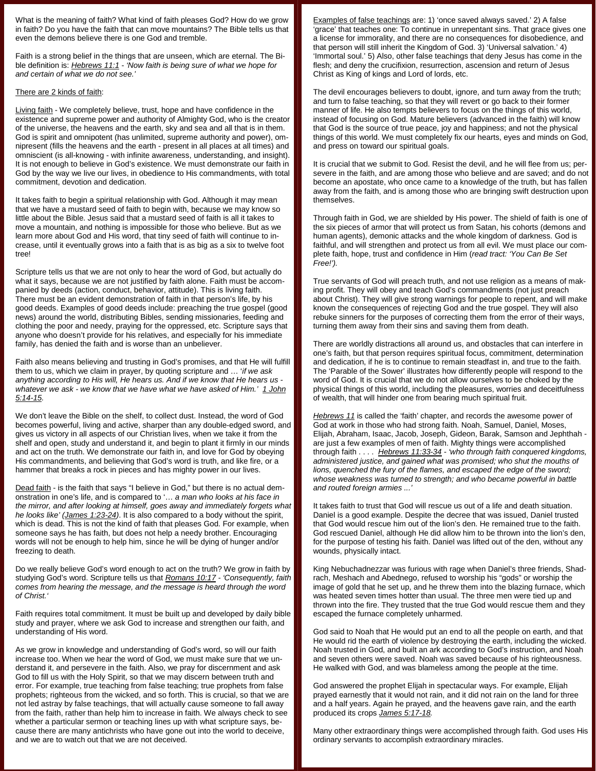What is the meaning of faith? What kind of faith pleases God? How do we grow in faith? Do you have the faith that can move mountains? The Bible tells us that even the demons believe there is one God and tremble.

Faith is a strong belief in the things that are unseen, which are eternal. The Bible definition is: *Hebrews 11:1 - 'Now faith is being sure of what we hope for and certain of what we do not see.'*

There are 2 kinds of faith:

Living faith - We completely believe, trust, hope and have confidence in the existence and supreme power and authority of Almighty God, who is the creator of the universe, the heavens and the earth, sky and sea and all that is in them. God is spirit and omnipotent (has unlimited, supreme authority and power), omnipresent (fills the heavens and the earth - present in all places at all times) and omniscient (is all-knowing - with infinite awareness, understanding, and insight). It is not enough to believe in God's existence. We must demonstrate our faith in God by the way we live our lives, in obedience to His commandments, with total commitment, devotion and dedication.

It takes faith to begin a spiritual relationship with God. Although it may mean that we have a mustard seed of faith to begin with, because we may know so little about the Bible. Jesus said that a mustard seed of faith is all it takes to move a mountain, and nothing is impossible for those who believe. But as we learn more about God and His word, that tiny seed of faith will continue to increase, until it eventually grows into a faith that is as big as a six to twelve foot tree!

Scripture tells us that we are not only to hear the word of God, but actually do what it says, because we are not justified by faith alone. Faith must be accompanied by deeds (action, conduct, behavior, attitude). This is living faith. There must be an evident demonstration of faith in that person's life, by his good deeds. Examples of good deeds include: preaching the true gospel (good news) around the world, distributing Bibles, sending missionaries, feeding and clothing the poor and needy, praying for the oppressed, etc. Scripture says that anyone who doesn't provide for his relatives, and especially for his immediate family, has denied the faith and is worse than an unbeliever.

Faith also means believing and trusting in God's promises, and that He will fulfill them to us, which we claim in prayer, by quoting scripture and … '*if we ask anything according to His will, He hears us. And if we know that He hears us - whatever we ask - we know that we have what we have asked of Him.*' *1 John 5:14-15.*

We don't leave the Bible on the shelf, to collect dust. Instead, the word of God becomes powerful, living and active, sharper than any double-edged sword, and gives us victory in all aspects of our Christian lives, when we take it from the shelf and open, study and understand it, and begin to plant it firmly in our minds and act on the truth. We demonstrate our faith in, and love for God by obeying His commandments, and believing that God's word is truth, and like fire, or a hammer that breaks a rock in pieces and has mighty power in our lives.

Dead faith - is the faith that says "I believe in God," but there is no actual demonstration in one's life, and is compared to '*… a man who looks at his face in the mirror, and after looking at himself, goes away and immediately forgets what he looks like' (James 1:23-24)*. It is also compared to a body without the spirit, which is dead. This is not the kind of faith that pleases God. For example, when someone says he has faith, but does not help a needy brother. Encouraging words will not be enough to help him, since he will be dying of hunger and/or freezing to death.

Do we really believe God's word enough to act on the truth? We grow in faith by studying God's word. Scripture tells us that *Romans 10:17 - 'Consequently, faith comes from hearing the message, and the message is heard through the word of Christ.'*

Faith requires total commitment. It must be built up and developed by daily bible study and prayer, where we ask God to increase and strengthen our faith, and understanding of His word.

As we grow in knowledge and understanding of God's word, so will our faith increase too. When we hear the word of God, we must make sure that we understand it, and persevere in the faith. Also, we pray for discernment and ask God to fill us with the Holy Spirit, so that we may discern between truth and error. For example, true teaching from false teaching; true prophets from false prophets; righteous from the wicked, and so forth. This is crucial, so that we are not led astray by false teachings, that will actually cause someone to fall away from the faith, rather than help him to increase in faith. We always check to see whether a particular sermon or teaching lines up with what scripture says, because there are many antichrists who have gone out into the world to deceive, and we are to watch out that we are not deceived.

Examples of false teachings are: 1) 'once saved always saved.' 2) A false 'grace' that teaches one: To continue in unrepentant sins. That grace gives one a license for immorality, and there are no consequences for disobedience, and that person will still inherit the Kingdom of God. 3) 'Universal salvation.' 4) 'Immortal soul.' 5) Also, other false teachings that deny Jesus has come in the flesh; and deny the crucifixion, resurrection, ascension and return of Jesus Christ as King of kings and Lord of lords, etc.

The devil encourages believers to doubt, ignore, and turn away from the truth; and turn to false teaching, so that they will revert or go back to their former manner of life. He also tempts believers to focus on the things of this world, instead of focusing on God. Mature believers (advanced in the faith) will know that God is the source of true peace, joy and happiness; and not the physical things of this world. We must completely fix our hearts, eyes and minds on God, and press on toward our spiritual goals.

It is crucial that we submit to God. Resist the devil, and he will flee from us; persevere in the faith, and are among those who believe and are saved; and do not become an apostate, who once came to a knowledge of the truth, but has fallen away from the faith, and is among those who are bringing swift destruction upon themselves.

Through faith in God, we are shielded by His power. The shield of faith is one of the six pieces of armor that will protect us from Satan, his cohorts (demons and human agents), demonic attacks and the whole kingdom of darkness. God is faithful, and will strengthen and protect us from all evil. We must place our complete faith, hope, trust and confidence in Him (*read tract: 'You Can Be Set Free!').*

True servants of God will preach truth, and not use religion as a means of making profit. They will obey and teach God's commandments (not just preach about Christ). They will give strong warnings for people to repent, and will make known the consequences of rejecting God and the true gospel. They will also rebuke sinners for the purposes of correcting them from the error of their ways, turning them away from their sins and saving them from death.

There are worldly distractions all around us, and obstacles that can interfere in one's faith, but that person requires spiritual focus, commitment, determination and dedication, if he is to continue to remain steadfast in, and true to the faith. The 'Parable of the Sower' illustrates how differently people will respond to the word of God. It is crucial that we do not allow ourselves to be choked by the physical things of this world, including the pleasures, worries and deceitfulness of wealth, that will hinder one from bearing much spiritual fruit.

*Hebrews 11* is called the 'faith' chapter, and records the awesome power of God at work in those who had strong faith. Noah, Samuel, Daniel, Moses, Elijah, Abraham, Isaac, Jacob, Joseph, Gideon, Barak, Samson and Jephthah - are just a few examples of men of faith. Mighty things were accomplished through faith . . . . *Hebrews 11:33-34 - 'who through faith conquered kingdoms, administered justice, and gained what was promised; who shut the mouths of lions, quenched the fury of the flames, and escaped the edge of the sword; whose weakness was turned to strength; and who became powerful in battle and routed foreign armies ...'*

It takes faith to trust that God will rescue us out of a life and death situation. Daniel is a good example. Despite the decree that was issued, Daniel trusted that God would rescue him out of the lion's den. He remained true to the faith. God rescued Daniel, although He did allow him to be thrown into the lion's den, for the purpose of testing his faith. Daniel was lifted out of the den, without any wounds, physically intact.

King Nebuchadnezzar was furious with rage when Daniel's three friends, Shadrach, Meshach and Abednego, refused to worship his "gods" or worship the image of gold that he set up, and he threw them into the blazing furnace, which was heated seven times hotter than usual. The three men were tied up and thrown into the fire. They trusted that the true God would rescue them and they escaped the furnace completely unharmed.

God said to Noah that He would put an end to all the people on earth, and that He would rid the earth of violence by destroying the earth, including the wicked. Noah trusted in God, and built an ark according to God's instruction, and Noah and seven others were saved. Noah was saved because of his righteousness. He walked with God, and was blameless among the people at the time.

God answered the prophet Elijah in spectacular ways. For example, Elijah prayed earnestly that it would not rain, and it did not rain on the land for three and a half years. Again he prayed, and the heavens gave rain, and the earth produced its crops *James 5:17-18.*

Many other extraordinary things were accomplished through faith. God uses His ordinary servants to accomplish extraordinary miracles.